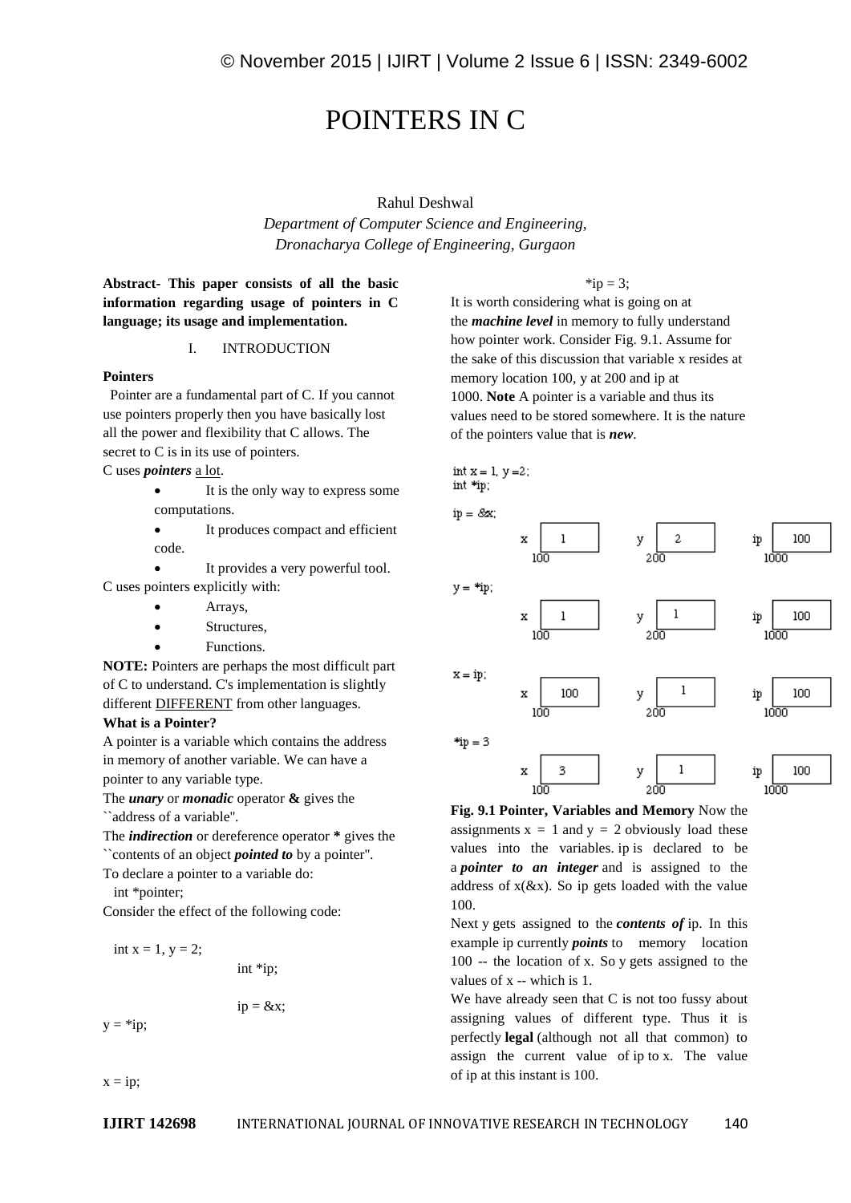# POINTERS IN C

Rahul Deshwal

*Department of Computer Science and Engineering, Dronacharya College of Engineering, Gurgaon*

**Abstract- This paper consists of all the basic information regarding usage of pointers in C language; its usage and implementation.**

## I. INTRODUCTION

### Pointers

Pointer are a fundamental part of C. If you cannot use pointers properly then you have basically lost all the power and flexibility that C allows. The secret to C is in its use of pointers.

C uses ***pointers*** a lot.

- It is the only way to express some computations.
- It produces compact and efficient code.
- It provides a very powerful tool.

C uses pointers explicitly with:

- Arrays,
- Structures,
- Functions.

**NOTE:** Pointers are perhaps the most difficult part of C to understand. C's implementation is slightly different DIFFERENT from other languages.

### What is a Pointer?

A pointer is a variable which contains the address in memory of another variable. We can have a pointer to any variable type.

The ***unary*** or ***monadic*** operator **&** gives the ``address of a variable''.

The ***indirection*** or dereference operator **\*** gives the ``contents of an object ***pointed to*** by a pointer''.

To declare a pointer to a variable do:

```
int *pointer;
```

Consider the effect of the following code:

```
int x = 1, y = 2;
int *ip;
ip = &x;
y = *ip;
x = ip;
*ip = 3;
```

It is worth considering what is going on at the ***machine level*** in memory to fully understand how pointer work. Consider Fig. 9.1. Assume for the sake of this discussion that variable x resides at memory location 100, y at 200 and ip at 1000. **Note** A pointer is a variable and thus its values need to be stored somewhere. It is the nature of the pointers value that is ***new***.

```
int x = 1, y =2;
int *ip;

ip = &x;
        x [  1  ]      y [  2  ]      ip [ 100 ]
          100            200              1000
y = *ip;
        x [  1  ]      y [  1  ]      ip [ 100 ]
          100            200              1000
x = ip;
        x [ 100 ]      y [  1  ]      ip [ 100 ]
          100            200              1000
*ip = 3
        x [  3  ]      y [  1  ]      ip [ 100 ]
          100            200              1000
```

**Fig. 9.1 Pointer, Variables and Memory** Now the assignments x = 1 and y = 2 obviously load these values into the variables. ip is declared to be a ***pointer to an integer*** and is assigned to the address of x(&x). So ip gets loaded with the value 100.

Next y gets assigned to the ***contents of*** ip. In this example ip currently ***points*** to memory location 100 -- the location of x. So y gets assigned to the values of x -- which is 1.

We have already seen that C is not too fussy about assigning values of different type. Thus it is perfectly **legal** (although not all that common) to assign the current value of ip to x. The value of ip at this instant is 100.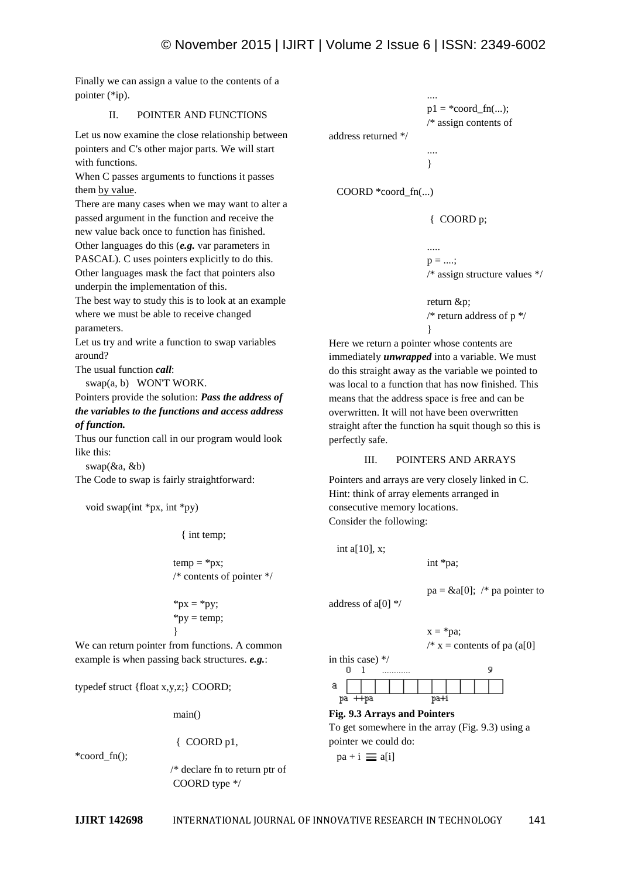Finally we can assign a value to the contents of a pointer (*ip).

## II. POINTER AND FUNCTIONS

Let us now examine the close relationship between pointers and C's other major parts. We will start with functions.

When C passes arguments to functions it passes them by value.

There are many cases when we may want to alter a passed argument in the function and receive the new value back once to function has finished. Other languages do this (***e.g.*** var parameters in PASCAL). C uses pointers explicitly to do this. Other languages mask the fact that pointers also underpin the implementation of this.

The best way to study this is to look at an example where we must be able to receive changed parameters.

Let us try and write a function to swap variables around?

The usual function ***call***:

swap(a, b) WON'T WORK.

Pointers provide the solution: ***Pass the address of the variables to the functions and access address of function.***

Thus our function call in our program would look like this:

swap(&a, &b)

The Code to swap is fairly straightforward:

```
void swap(int *px, int *py)

    { int temp;

    temp = *px;
    /* contents of pointer */

    *px = *py;
    *py = temp;
    }
```

We can return pointer from functions. A common example is when passing back structures. ***e.g.***:

```
typedef struct {float x,y,z;} COORD;

    main()

    { COORD p1, *coord_fn();
    /* declare fn to return ptr of COORD type */

    ....
    p1 = *coord_fn(...);
    /* assign contents of address returned */
    ....
    }

COORD *coord_fn(...)

    { COORD p;

    .....
    p = ....;
    /* assign structure values */

    return &p;
    /* return address of p */
    }
```

Here we return a pointer whose contents are immediately ***unwrapped*** into a variable. We must do this straight away as the variable we pointed to was local to a function that has now finished. This means that the address space is free and can be overwritten. It will not have been overwritten straight after the function ha squit though so this is perfectly safe.

## III. POINTERS AND ARRAYS

Pointers and arrays are very closely linked in C. Hint: think of array elements arranged in consecutive memory locations.

Consider the following:

```
int a[10], x;
    int *pa;

    pa = &a[0]; /* pa pointer to address of a[0] */

    x = *pa;
    /* x = contents of pa (a[0] in this case) */
```

0 1 ............ 9

a

pa ++pa pa+i

**Fig. 9.3 Arrays and Pointers**

To get somewhere in the array (Fig. 9.3) using a pointer we could do:

pa + i $\equiv$ a[i]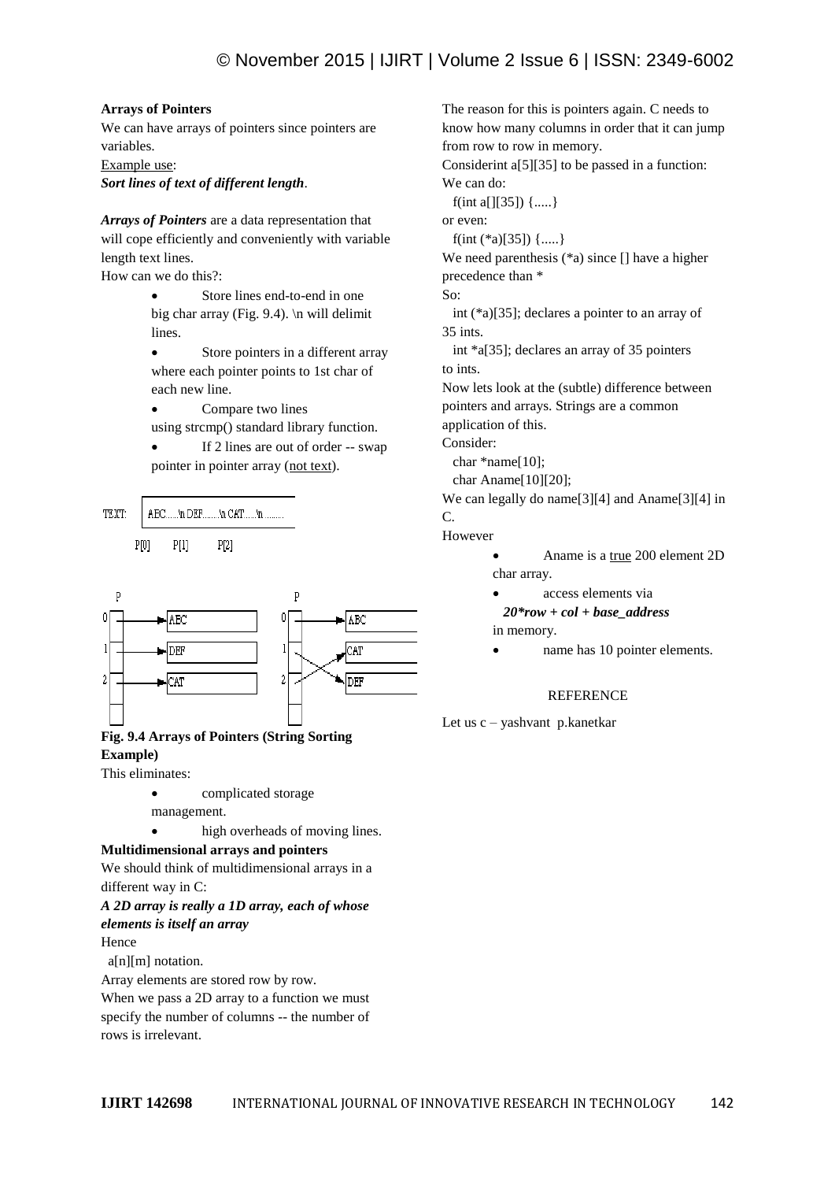**Arrays of Pointers**

We can have arrays of pointers since pointers are variables.

Example use:

***Sort lines of text of different length***.

***Arrays of Pointers*** are a data representation that will cope efficiently and conveniently with variable length text lines.

How can we do this?:

- Store lines end-to-end in one big char array (Fig. 9.4). \n will delimit lines.
- Store pointers in a different array where each pointer points to 1st char of each new line.
- Compare two lines using strcmp() standard library function.
- If 2 lines are out of order -- swap pointer in pointer array (not text).

TEXT: ABC.....\n DEF.......\n CAT.....\n ........

P[0] P[1] P[2]

P

0 ABC

1 DEF

2 CAT

P

0 ABC

1 CAT

2 DEF

**Fig. 9.4 Arrays of Pointers (String Sorting Example)**

This eliminates:

- complicated storage management.
- high overheads of moving lines.

**Multidimensional arrays and pointers**

We should think of multidimensional arrays in a different way in C:

***A 2D array is really a 1D array, each of whose elements is itself an array***

Hence

a[n][m] notation.

Array elements are stored row by row.

When we pass a 2D array to a function we must specify the number of columns -- the number of rows is irrelevant.

The reason for this is pointers again. C needs to know how many columns in order that it can jump from row to row in memory.

Considerint a[5][35] to be passed in a function:

We can do:

```
f(int a[][35]) {.....}
```

or even:

```
f(int (*a)[35]) {.....}
```

We need parenthesis (*a) since [] have a higher precedence than *

So:

int (*a)[35]; declares a pointer to an array of 35 ints.

int *a[35]; declares an array of 35 pointers to ints.

Now lets look at the (subtle) difference between pointers and arrays. Strings are a common application of this.

Consider:

```
char *name[10];
char Aname[10][20];
```

We can legally do name[3][4] and Aname[3][4] in C.

However

- Aname is a true 200 element 2D char array.
- access elements via ***20*row + col + base_address*** in memory.
- name has 10 pointer elements.

REFERENCE

Let us c – yashvant p.kanetkar